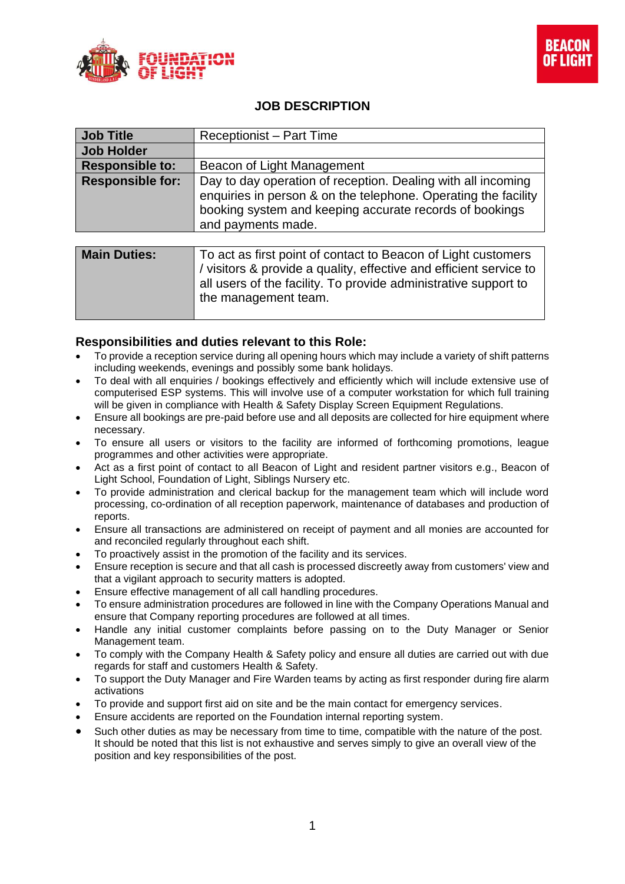# JOB DESCRIPTION

| Job Title | Receptionist – Part Time |
|---|---|
| **Job Holder** | |
| **Responsible to:** | Beacon of Light Management |
| **Responsible for:** | Day to day operation of reception. Dealing with all incoming enquiries in person & on the telephone. Operating the facility booking system and keeping accurate records of bookings and payments made. |

| Main Duties: | To act as first point of contact to Beacon of Light customers / visitors & provide a quality, effective and efficient service to all users of the facility. To provide administrative support to the management team. |
|---|---|

## Responsibilities and duties relevant to this Role:

- To provide a reception service during all opening hours which may include a variety of shift patterns including weekends, evenings and possibly some bank holidays.
- To deal with all enquiries / bookings effectively and efficiently which will include extensive use of computerised ESP systems. This will involve use of a computer workstation for which full training will be given in compliance with Health & Safety Display Screen Equipment Regulations.
- Ensure all bookings are pre-paid before use and all deposits are collected for hire equipment where necessary.
- To ensure all users or visitors to the facility are informed of forthcoming promotions, league programmes and other activities were appropriate.
- Act as a first point of contact to all Beacon of Light and resident partner visitors e.g., Beacon of Light School, Foundation of Light, Siblings Nursery etc.
- To provide administration and clerical backup for the management team which will include word processing, co-ordination of all reception paperwork, maintenance of databases and production of reports.
- Ensure all transactions are administered on receipt of payment and all monies are accounted for and reconciled regularly throughout each shift.
- To proactively assist in the promotion of the facility and its services.
- Ensure reception is secure and that all cash is processed discreetly away from customers' view and that a vigilant approach to security matters is adopted.
- Ensure effective management of all call handling procedures.
- To ensure administration procedures are followed in line with the Company Operations Manual and ensure that Company reporting procedures are followed at all times.
- Handle any initial customer complaints before passing on to the Duty Manager or Senior Management team.
- To comply with the Company Health & Safety policy and ensure all duties are carried out with due regards for staff and customers Health & Safety.
- To support the Duty Manager and Fire Warden teams by acting as first responder during fire alarm activations
- To provide and support first aid on site and be the main contact for emergency services.
- Ensure accidents are reported on the Foundation internal reporting system.
- Such other duties as may be necessary from time to time, compatible with the nature of the post. It should be noted that this list is not exhaustive and serves simply to give an overall view of the position and key responsibilities of the post.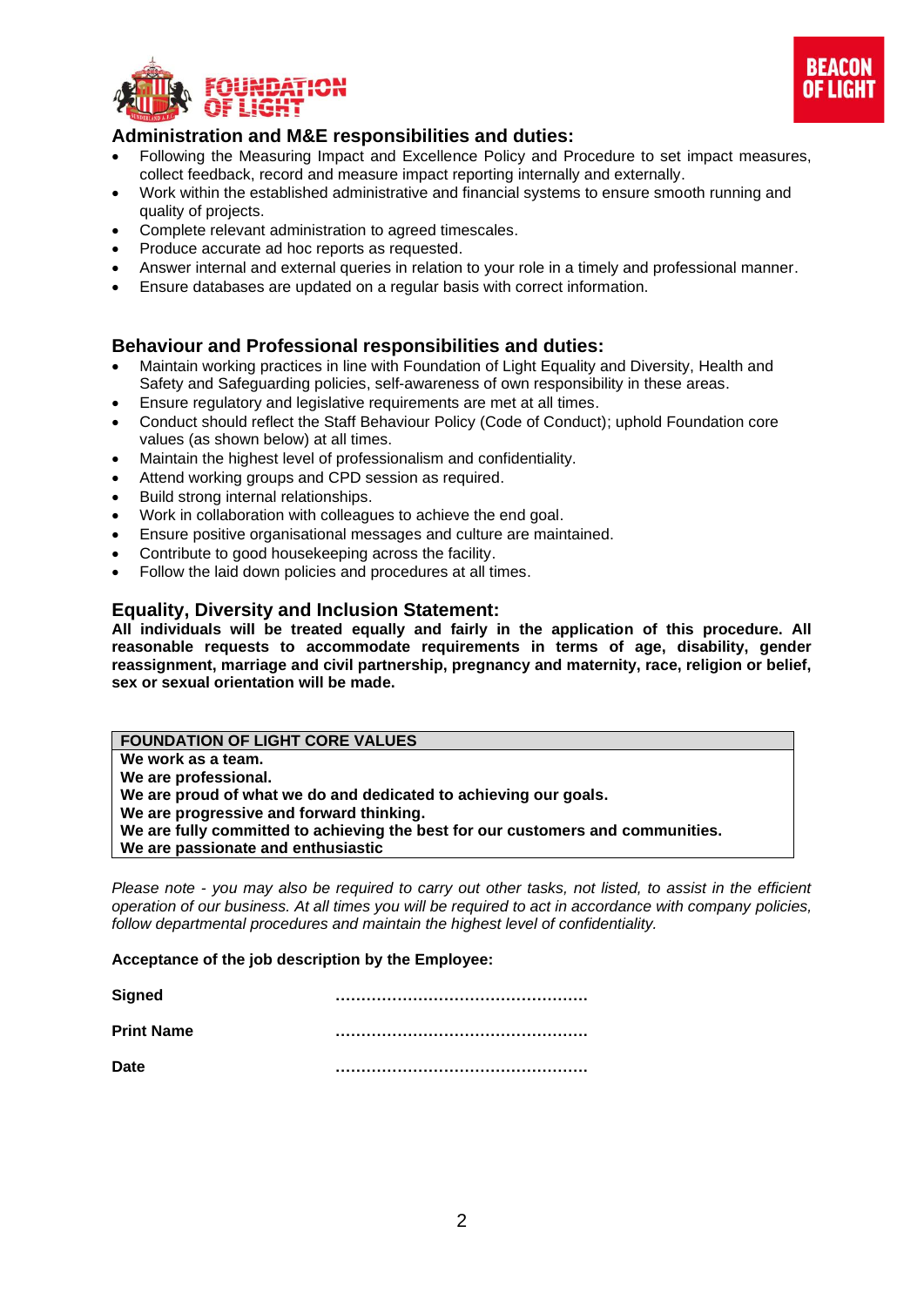## Administration and M&E responsibilities and duties:

- Following the Measuring Impact and Excellence Policy and Procedure to set impact measures, collect feedback, record and measure impact reporting internally and externally.
- Work within the established administrative and financial systems to ensure smooth running and quality of projects.
- Complete relevant administration to agreed timescales.
- Produce accurate ad hoc reports as requested.
- Answer internal and external queries in relation to your role in a timely and professional manner.
- Ensure databases are updated on a regular basis with correct information.

## Behaviour and Professional responsibilities and duties:

- Maintain working practices in line with Foundation of Light Equality and Diversity, Health and Safety and Safeguarding policies, self-awareness of own responsibility in these areas.
- Ensure regulatory and legislative requirements are met at all times.
- Conduct should reflect the Staff Behaviour Policy (Code of Conduct); uphold Foundation core values (as shown below) at all times.
- Maintain the highest level of professionalism and confidentiality.
- Attend working groups and CPD session as required.
- Build strong internal relationships.
- Work in collaboration with colleagues to achieve the end goal.
- Ensure positive organisational messages and culture are maintained.
- Contribute to good housekeeping across the facility.
- Follow the laid down policies and procedures at all times.

## Equality, Diversity and Inclusion Statement:

**All individuals will be treated equally and fairly in the application of this procedure. All reasonable requests to accommodate requirements in terms of age, disability, gender reassignment, marriage and civil partnership, pregnancy and maternity, race, religion or belief, sex or sexual orientation will be made.**

| **FOUNDATION OF LIGHT CORE VALUES** |
|---|
| **We work as a team.**<br>**We are professional.**<br>**We are proud of what we do and dedicated to achieving our goals.**<br>**We are progressive and forward thinking.**<br>**We are fully committed to achieving the best for our customers and communities.**<br>**We are passionate and enthusiastic** |

*Please note - you may also be required to carry out other tasks, not listed, to assist in the efficient operation of our business. At all times you will be required to act in accordance with company policies, follow departmental procedures and maintain the highest level of confidentiality.*

**Acceptance of the job description by the Employee:**

**Signed** ……………………………………………

**Print Name** ……………………………………………

**Date** ……………………………………………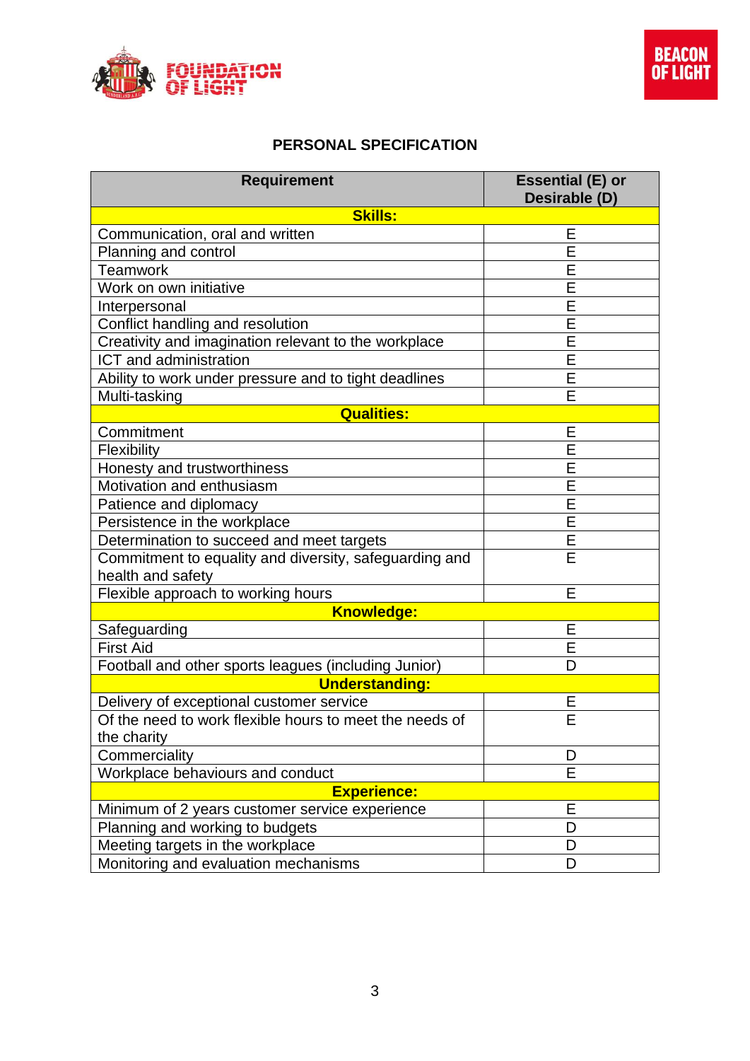## PERSONAL SPECIFICATION

| Requirement | Essential (E) or Desirable (D) |
|---|---|
| **Skills:** | |
| Communication, oral and written | E |
| Planning and control | E |
| Teamwork | E |
| Work on own initiative | E |
| Interpersonal | E |
| Conflict handling and resolution | E |
| Creativity and imagination relevant to the workplace | E |
| ICT and administration | E |
| Ability to work under pressure and to tight deadlines | E |
| Multi-tasking | E |
| **Qualities:** | |
| Commitment | E |
| Flexibility | E |
| Honesty and trustworthiness | E |
| Motivation and enthusiasm | E |
| Patience and diplomacy | E |
| Persistence in the workplace | E |
| Determination to succeed and meet targets | E |
| Commitment to equality and diversity, safeguarding and health and safety | E |
| Flexible approach to working hours | E |
| **Knowledge:** | |
| Safeguarding | E |
| First Aid | E |
| Football and other sports leagues (including Junior) | D |
| **Understanding:** | |
| Delivery of exceptional customer service | E |
| Of the need to work flexible hours to meet the needs of the charity | E |
| Commerciality | D |
| Workplace behaviours and conduct | E |
| **Experience:** | |
| Minimum of 2 years customer service experience | E |
| Planning and working to budgets | D |
| Meeting targets in the workplace | D |
| Monitoring and evaluation mechanisms | D |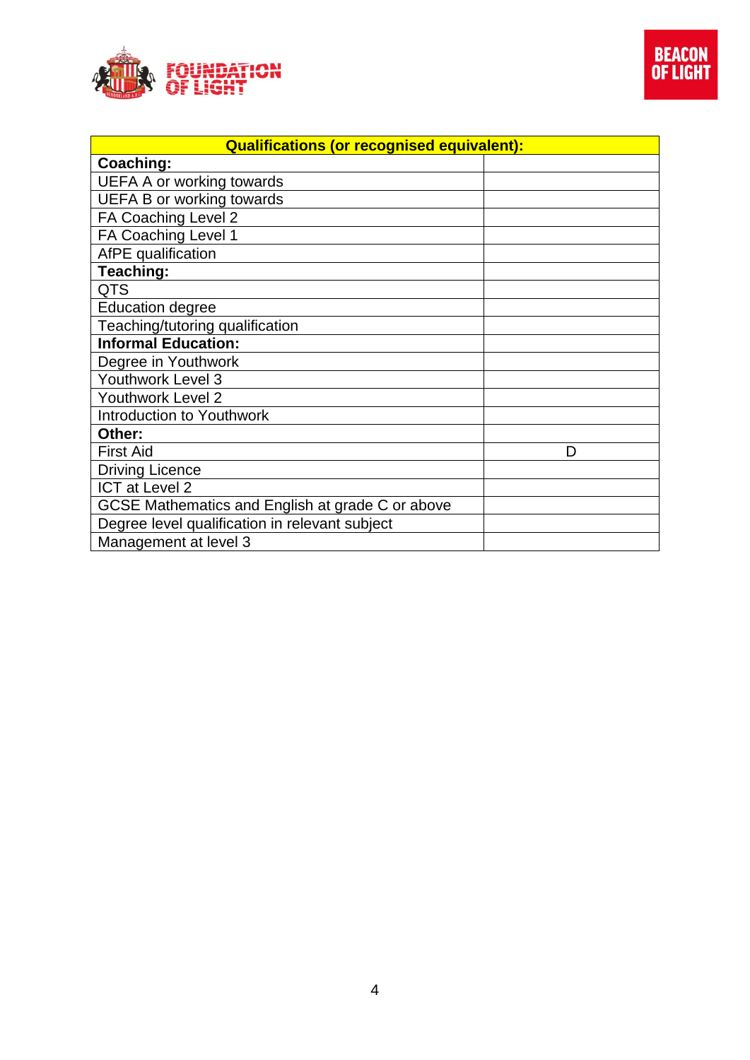| Qualifications (or recognised equivalent): | |
|---|---|
| **Coaching:** | |
| UEFA A or working towards | |
| UEFA B or working towards | |
| FA Coaching Level 2 | |
| FA Coaching Level 1 | |
| AfPE qualification | |
| **Teaching:** | |
| QTS | |
| Education degree | |
| Teaching/tutoring qualification | |
| **Informal Education:** | |
| Degree in Youthwork | |
| Youthwork Level 3 | |
| Youthwork Level 2 | |
| Introduction to Youthwork | |
| **Other:** | |
| First Aid | D |
| Driving Licence | |
| ICT at Level 2 | |
| GCSE Mathematics and English at grade C or above | |
| Degree level qualification in relevant subject | |
| Management at level 3 | |